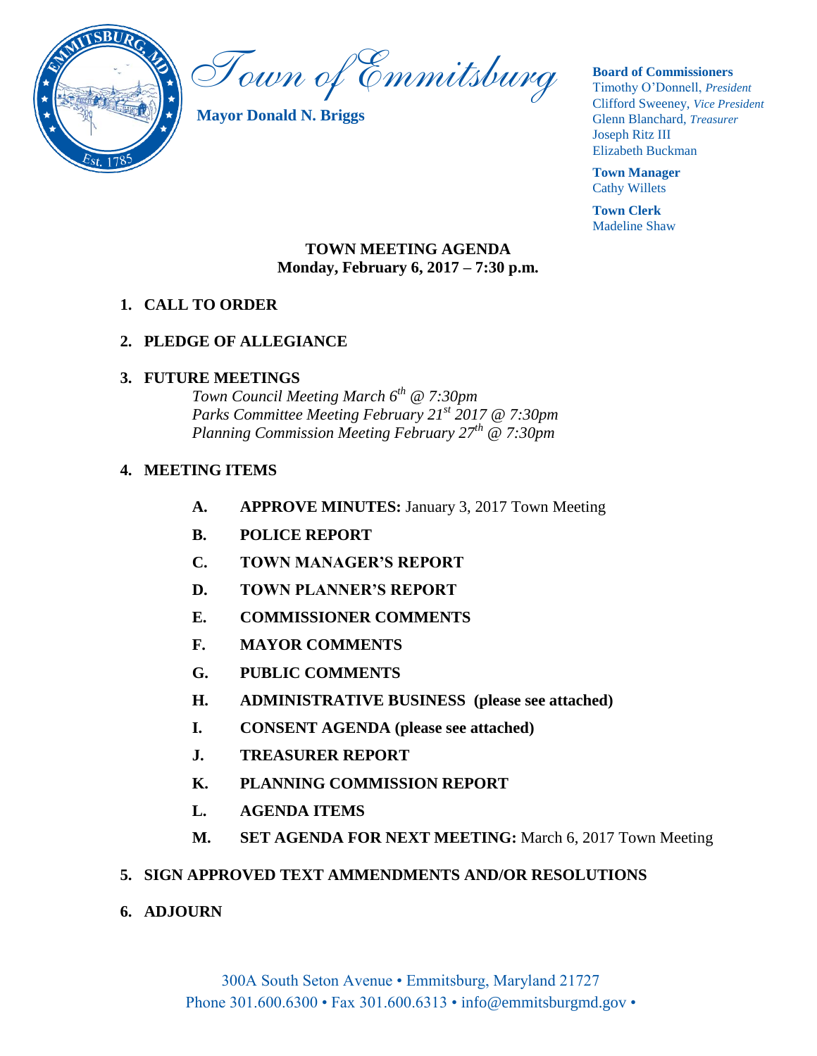# Town of Emmitsburg

**Mayor Donald N. Briggs**

**Board of Commissioners**
Timothy O'Donnell, *President*
Clifford Sweeney, *Vice President*
Glenn Blanchard, *Treasurer*
Joseph Ritz III
Elizabeth Buckman

**Town Manager**
Cathy Willets

**Town Clerk**
Madeline Shaw

## TOWN MEETING AGENDA
**Monday, February 6, 2017 – 7:30 p.m.**

1. **CALL TO ORDER**

2. **PLEDGE OF ALLEGIANCE**

3. **FUTURE MEETINGS**
   *Town Council Meeting March 6th @ 7:30pm*
   *Parks Committee Meeting February 21st 2017 @ 7:30pm*
   *Planning Commission Meeting February 27th @ 7:30pm*

4. **MEETING ITEMS**
   - **A. APPROVE MINUTES:** January 3, 2017 Town Meeting
   - **B. POLICE REPORT**
   - **C. TOWN MANAGER'S REPORT**
   - **D. TOWN PLANNER'S REPORT**
   - **E. COMMISSIONER COMMENTS**
   - **F. MAYOR COMMENTS**
   - **G. PUBLIC COMMENTS**
   - **H. ADMINISTRATIVE BUSINESS (please see attached)**
   - **I. CONSENT AGENDA (please see attached)**
   - **J. TREASURER REPORT**
   - **K. PLANNING COMMISSION REPORT**
   - **L. AGENDA ITEMS**
   - **M. SET AGENDA FOR NEXT MEETING:** March 6, 2017 Town Meeting

5. **SIGN APPROVED TEXT AMMENDMENTS AND/OR RESOLUTIONS**

6. **ADJOURN**

300A South Seton Avenue • Emmitsburg, Maryland 21727
Phone 301.600.6300 • Fax 301.600.6313 • info@emmitsburgmd.gov •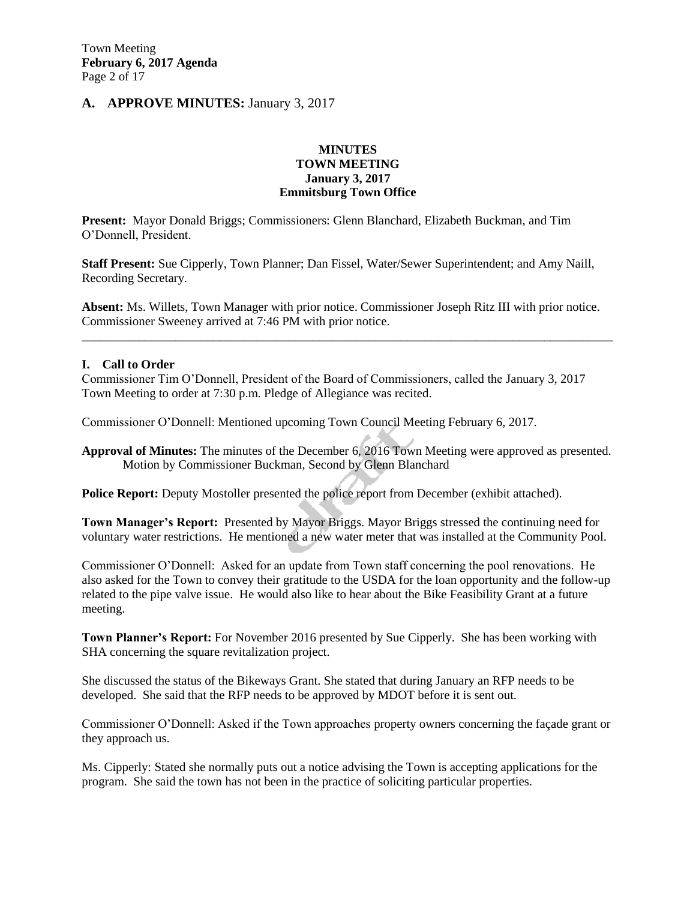## A. APPROVE MINUTES: January 3, 2017

**MINUTES**
**TOWN MEETING**
**January 3, 2017**
**Emmitsburg Town Office**

**Present:** Mayor Donald Briggs; Commissioners: Glenn Blanchard, Elizabeth Buckman, and Tim O'Donnell, President.

**Staff Present:** Sue Cipperly, Town Planner; Dan Fissel, Water/Sewer Superintendent; and Amy Naill, Recording Secretary.

**Absent:** Ms. Willets, Town Manager with prior notice. Commissioner Joseph Ritz III with prior notice. Commissioner Sweeney arrived at 7:46 PM with prior notice.

---

### I. Call to Order

Commissioner Tim O'Donnell, President of the Board of Commissioners, called the January 3, 2017 Town Meeting to order at 7:30 p.m. Pledge of Allegiance was recited.

Commissioner O'Donnell: Mentioned upcoming Town Council Meeting February 6, 2017.

**Approval of Minutes:** The minutes of the December 6, 2016 Town Meeting were approved as presented. Motion by Commissioner Buckman, Second by Glenn Blanchard

**Police Report:** Deputy Mostoller presented the police report from December (exhibit attached).

**Town Manager's Report:** Presented by Mayor Briggs. Mayor Briggs stressed the continuing need for voluntary water restrictions. He mentioned a new water meter that was installed at the Community Pool.

Commissioner O'Donnell: Asked for an update from Town staff concerning the pool renovations. He also asked for the Town to convey their gratitude to the USDA for the loan opportunity and the follow-up related to the pipe valve issue. He would also like to hear about the Bike Feasibility Grant at a future meeting.

**Town Planner's Report:** For November 2016 presented by Sue Cipperly. She has been working with SHA concerning the square revitalization project.

She discussed the status of the Bikeways Grant. She stated that during January an RFP needs to be developed. She said that the RFP needs to be approved by MDOT before it is sent out.

Commissioner O'Donnell: Asked if the Town approaches property owners concerning the façade grant or they approach us.

Ms. Cipperly: Stated she normally puts out a notice advising the Town is accepting applications for the program. She said the town has not been in the practice of soliciting particular properties.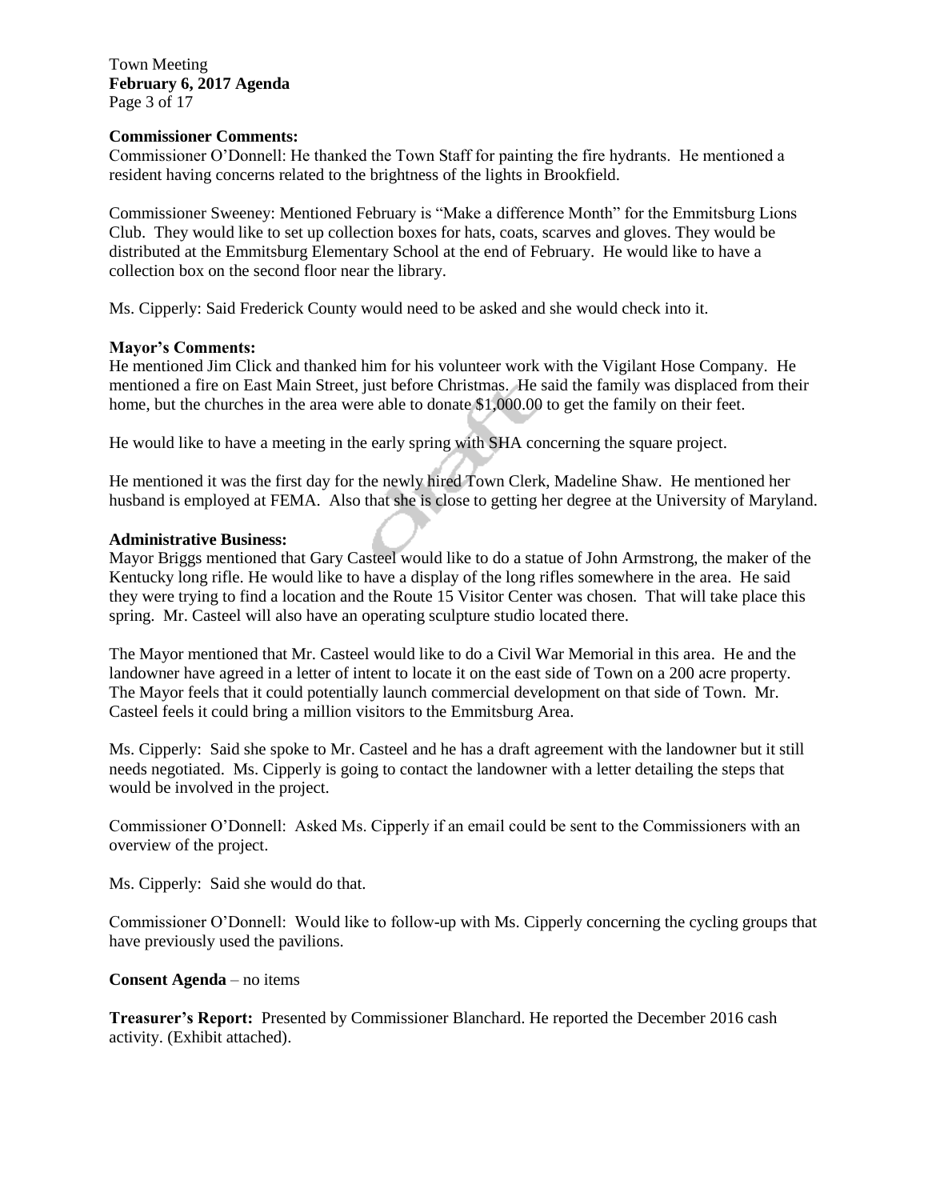**Commissioner Comments:**
Commissioner O'Donnell: He thanked the Town Staff for painting the fire hydrants. He mentioned a resident having concerns related to the brightness of the lights in Brookfield.

Commissioner Sweeney: Mentioned February is "Make a difference Month" for the Emmitsburg Lions Club. They would like to set up collection boxes for hats, coats, scarves and gloves. They would be distributed at the Emmitsburg Elementary School at the end of February. He would like to have a collection box on the second floor near the library.

Ms. Cipperly: Said Frederick County would need to be asked and she would check into it.

**Mayor's Comments:**
He mentioned Jim Click and thanked him for his volunteer work with the Vigilant Hose Company. He mentioned a fire on East Main Street, just before Christmas. He said the family was displaced from their home, but the churches in the area were able to donate $1,000.00 to get the family on their feet.

He would like to have a meeting in the early spring with SHA concerning the square project.

He mentioned it was the first day for the newly hired Town Clerk, Madeline Shaw. He mentioned her husband is employed at FEMA. Also that she is close to getting her degree at the University of Maryland.

**Administrative Business:**
Mayor Briggs mentioned that Gary Casteel would like to do a statue of John Armstrong, the maker of the Kentucky long rifle. He would like to have a display of the long rifles somewhere in the area. He said they were trying to find a location and the Route 15 Visitor Center was chosen. That will take place this spring. Mr. Casteel will also have an operating sculpture studio located there.

The Mayor mentioned that Mr. Casteel would like to do a Civil War Memorial in this area. He and the landowner have agreed in a letter of intent to locate it on the east side of Town on a 200 acre property. The Mayor feels that it could potentially launch commercial development on that side of Town. Mr. Casteel feels it could bring a million visitors to the Emmitsburg Area.

Ms. Cipperly: Said she spoke to Mr. Casteel and he has a draft agreement with the landowner but it still needs negotiated. Ms. Cipperly is going to contact the landowner with a letter detailing the steps that would be involved in the project.

Commissioner O'Donnell: Asked Ms. Cipperly if an email could be sent to the Commissioners with an overview of the project.

Ms. Cipperly: Said she would do that.

Commissioner O'Donnell: Would like to follow-up with Ms. Cipperly concerning the cycling groups that have previously used the pavilions.

**Consent Agenda** – no items

**Treasurer's Report:** Presented by Commissioner Blanchard. He reported the December 2016 cash activity. (Exhibit attached).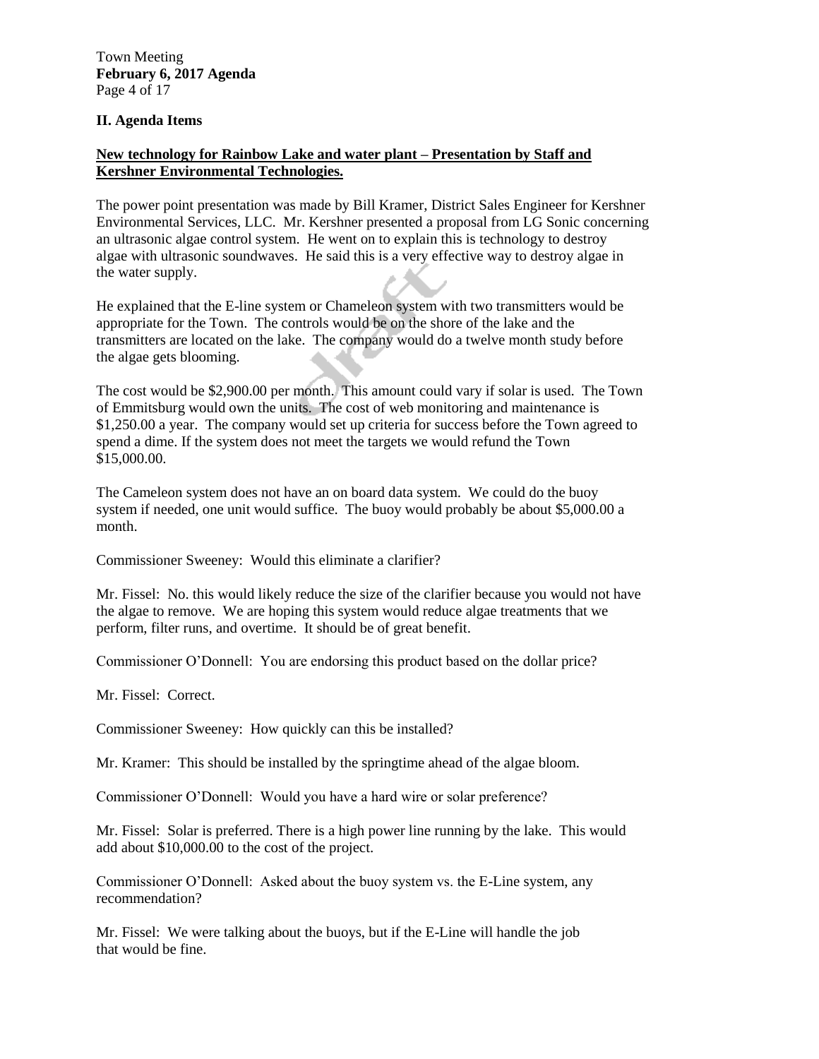## II. Agenda Items

**New technology for Rainbow Lake and water plant – Presentation by Staff and Kershner Environmental Technologies.**

The power point presentation was made by Bill Kramer, District Sales Engineer for Kershner Environmental Services, LLC. Mr. Kershner presented a proposal from LG Sonic concerning an ultrasonic algae control system. He went on to explain this is technology to destroy algae with ultrasonic soundwaves. He said this is a very effective way to destroy algae in the water supply.

He explained that the E-line system or Chameleon system with two transmitters would be appropriate for the Town. The controls would be on the shore of the lake and the transmitters are located on the lake. The company would do a twelve month study before the algae gets blooming.

The cost would be $2,900.00 per month. This amount could vary if solar is used. The Town of Emmitsburg would own the units. The cost of web monitoring and maintenance is $1,250.00 a year. The company would set up criteria for success before the Town agreed to spend a dime. If the system does not meet the targets we would refund the Town $15,000.00.

The Cameleon system does not have an on board data system. We could do the buoy system if needed, one unit would suffice. The buoy would probably be about $5,000.00 a month.

Commissioner Sweeney: Would this eliminate a clarifier?

Mr. Fissel: No. this would likely reduce the size of the clarifier because you would not have the algae to remove. We are hoping this system would reduce algae treatments that we perform, filter runs, and overtime. It should be of great benefit.

Commissioner O'Donnell: You are endorsing this product based on the dollar price?

Mr. Fissel: Correct.

Commissioner Sweeney: How quickly can this be installed?

Mr. Kramer: This should be installed by the springtime ahead of the algae bloom.

Commissioner O'Donnell: Would you have a hard wire or solar preference?

Mr. Fissel: Solar is preferred. There is a high power line running by the lake. This would add about $10,000.00 to the cost of the project.

Commissioner O'Donnell: Asked about the buoy system vs. the E-Line system, any recommendation?

Mr. Fissel: We were talking about the buoys, but if the E-Line will handle the job that would be fine.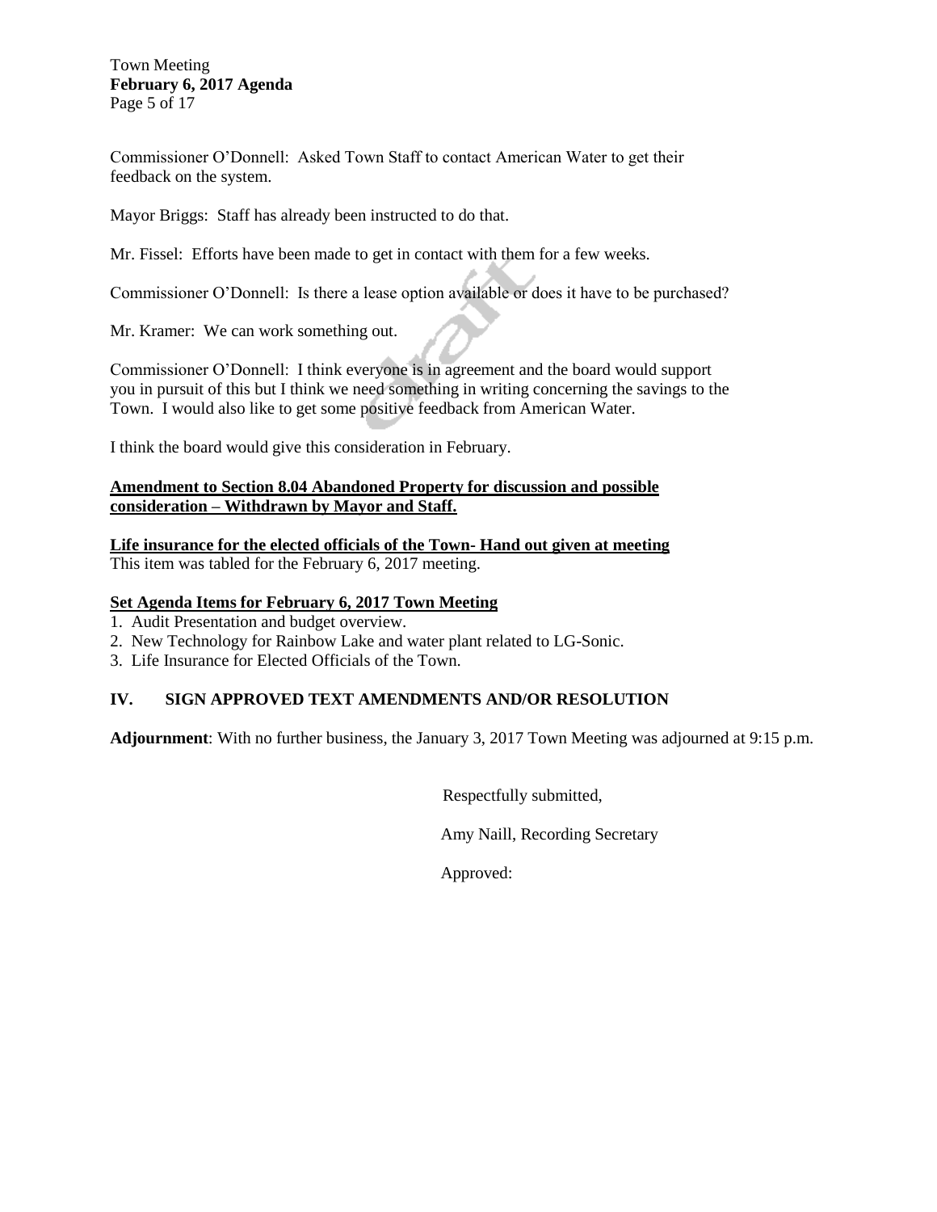Commissioner O'Donnell: Asked Town Staff to contact American Water to get their feedback on the system.

Mayor Briggs: Staff has already been instructed to do that.

Mr. Fissel: Efforts have been made to get in contact with them for a few weeks.

Commissioner O'Donnell: Is there a lease option available or does it have to be purchased?

Mr. Kramer: We can work something out.

Commissioner O'Donnell: I think everyone is in agreement and the board would support you in pursuit of this but I think we need something in writing concerning the savings to the Town. I would also like to get some positive feedback from American Water.

I think the board would give this consideration in February.

**Amendment to Section 8.04 Abandoned Property for discussion and possible consideration – Withdrawn by Mayor and Staff.**

**Life insurance for the elected officials of the Town- Hand out given at meeting**
This item was tabled for the February 6, 2017 meeting.

**Set Agenda Items for February 6, 2017 Town Meeting**

1. Audit Presentation and budget overview.
2. New Technology for Rainbow Lake and water plant related to LG-Sonic.
3. Life Insurance for Elected Officials of the Town.

## IV. SIGN APPROVED TEXT AMENDMENTS AND/OR RESOLUTION

**Adjournment**: With no further business, the January 3, 2017 Town Meeting was adjourned at 9:15 p.m.

Respectfully submitted,

Amy Naill, Recording Secretary

Approved: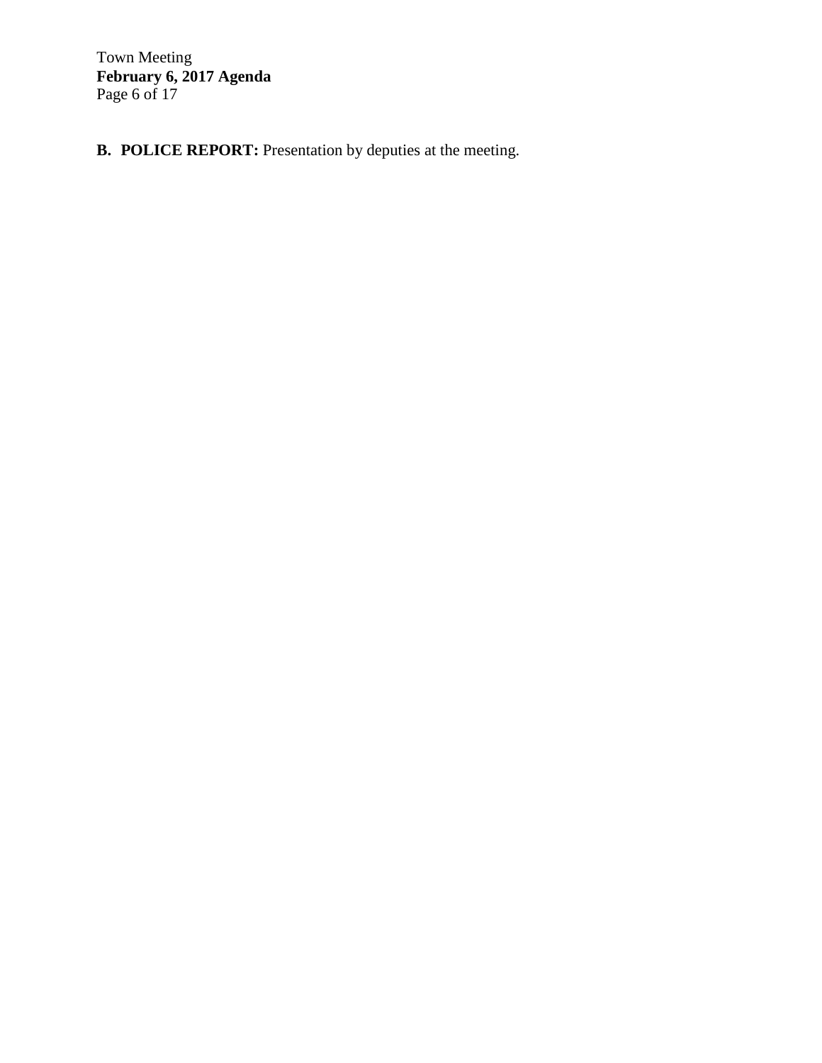**B. POLICE REPORT:** Presentation by deputies at the meeting.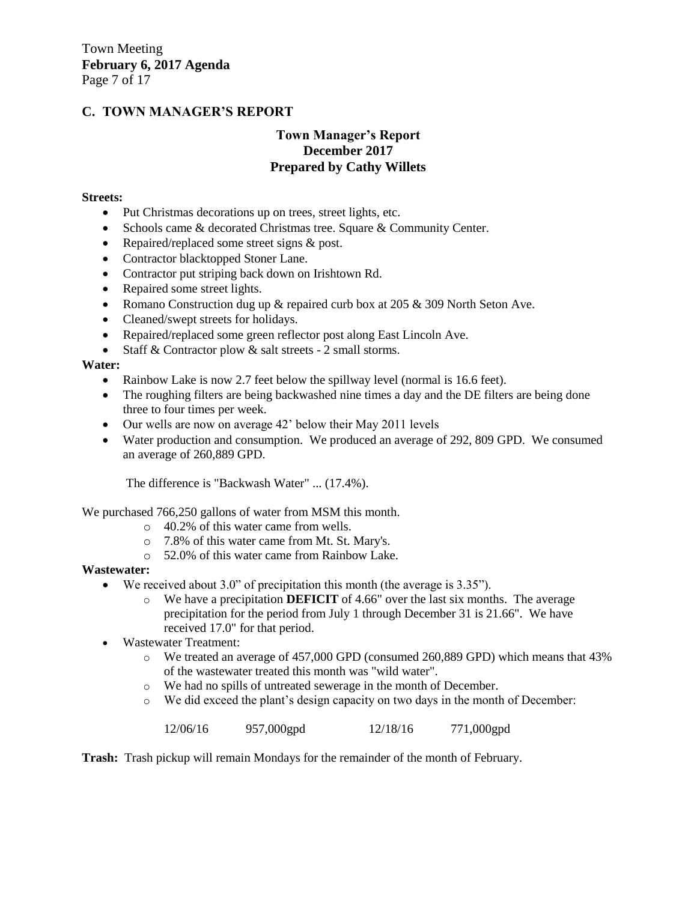## C. TOWN MANAGER'S REPORT

### Town Manager's Report
### December 2017
### Prepared by Cathy Willets

**Streets:**

- Put Christmas decorations up on trees, street lights, etc.
- Schools came & decorated Christmas tree. Square & Community Center.
- Repaired/replaced some street signs & post.
- Contractor blacktopped Stoner Lane.
- Contractor put striping back down on Irishtown Rd.
- Repaired some street lights.
- Romano Construction dug up & repaired curb box at 205 & 309 North Seton Ave.
- Cleaned/swept streets for holidays.
- Repaired/replaced some green reflector post along East Lincoln Ave.
- Staff & Contractor plow & salt streets - 2 small storms.

**Water:**

- Rainbow Lake is now 2.7 feet below the spillway level (normal is 16.6 feet).
- The roughing filters are being backwashed nine times a day and the DE filters are being done three to four times per week.
- Our wells are now on average 42' below their May 2011 levels
- Water production and consumption. We produced an average of 292, 809 GPD. We consumed an average of 260,889 GPD.

  The difference is "Backwash Water" ... (17.4%).

We purchased 766,250 gallons of water from MSM this month.

- 40.2% of this water came from wells.
- 7.8% of this water came from Mt. St. Mary's.
- 52.0% of this water came from Rainbow Lake.

**Wastewater:**

- We received about 3.0" of precipitation this month (the average is 3.35").
  - We have a precipitation **DEFICIT** of 4.66" over the last six months. The average precipitation for the period from July 1 through December 31 is 21.66". We have received 17.0" for that period.
- Wastewater Treatment:
  - We treated an average of 457,000 GPD (consumed 260,889 GPD) which means that 43% of the wastewater treated this month was "wild water".
  - We had no spills of untreated sewerage in the month of December.
  - We did exceed the plant's design capacity on two days in the month of December:

    12/06/16 957,000gpd 12/18/16 771,000gpd

**Trash:** Trash pickup will remain Mondays for the remainder of the month of February.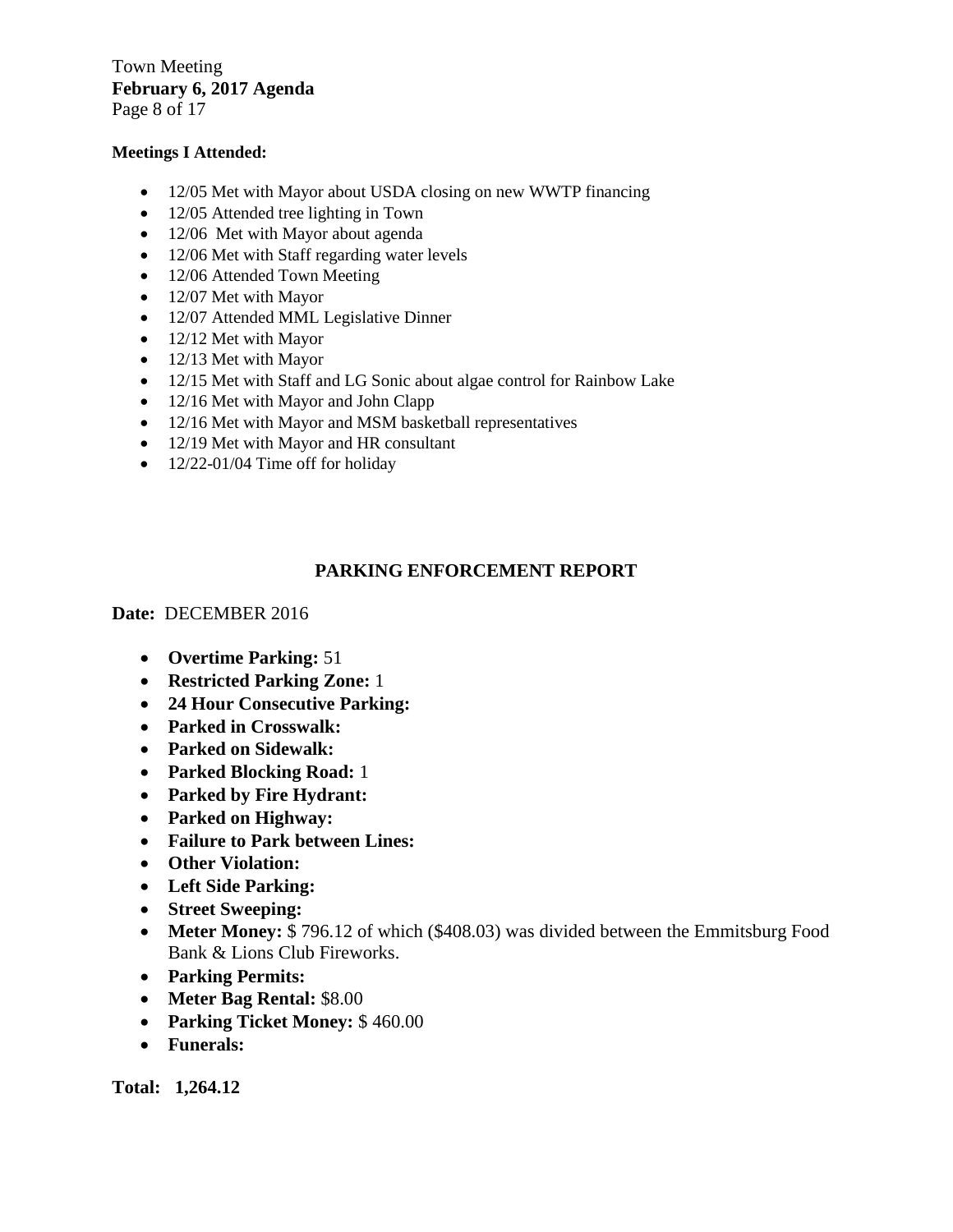**Meetings I Attended:**

- 12/05 Met with Mayor about USDA closing on new WWTP financing
- 12/05 Attended tree lighting in Town
- 12/06 Met with Mayor about agenda
- 12/06 Met with Staff regarding water levels
- 12/06 Attended Town Meeting
- 12/07 Met with Mayor
- 12/07 Attended MML Legislative Dinner
- 12/12 Met with Mayor
- 12/13 Met with Mayor
- 12/15 Met with Staff and LG Sonic about algae control for Rainbow Lake
- 12/16 Met with Mayor and John Clapp
- 12/16 Met with Mayor and MSM basketball representatives
- 12/19 Met with Mayor and HR consultant
- 12/22-01/04 Time off for holiday

## PARKING ENFORCEMENT REPORT

**Date:** DECEMBER 2016

- **Overtime Parking:** 51
- **Restricted Parking Zone:** 1
- **24 Hour Consecutive Parking:**
- **Parked in Crosswalk:**
- **Parked on Sidewalk:**
- **Parked Blocking Road:** 1
- **Parked by Fire Hydrant:**
- **Parked on Highway:**
- **Failure to Park between Lines:**
- **Other Violation:**
- **Left Side Parking:**
- **Street Sweeping:**
- **Meter Money:** $ 796.12 of which ($408.03) was divided between the Emmitsburg Food Bank & Lions Club Fireworks.
- **Parking Permits:**
- **Meter Bag Rental:** $8.00
- **Parking Ticket Money:** $ 460.00
- **Funerals:**

**Total: 1,264.12**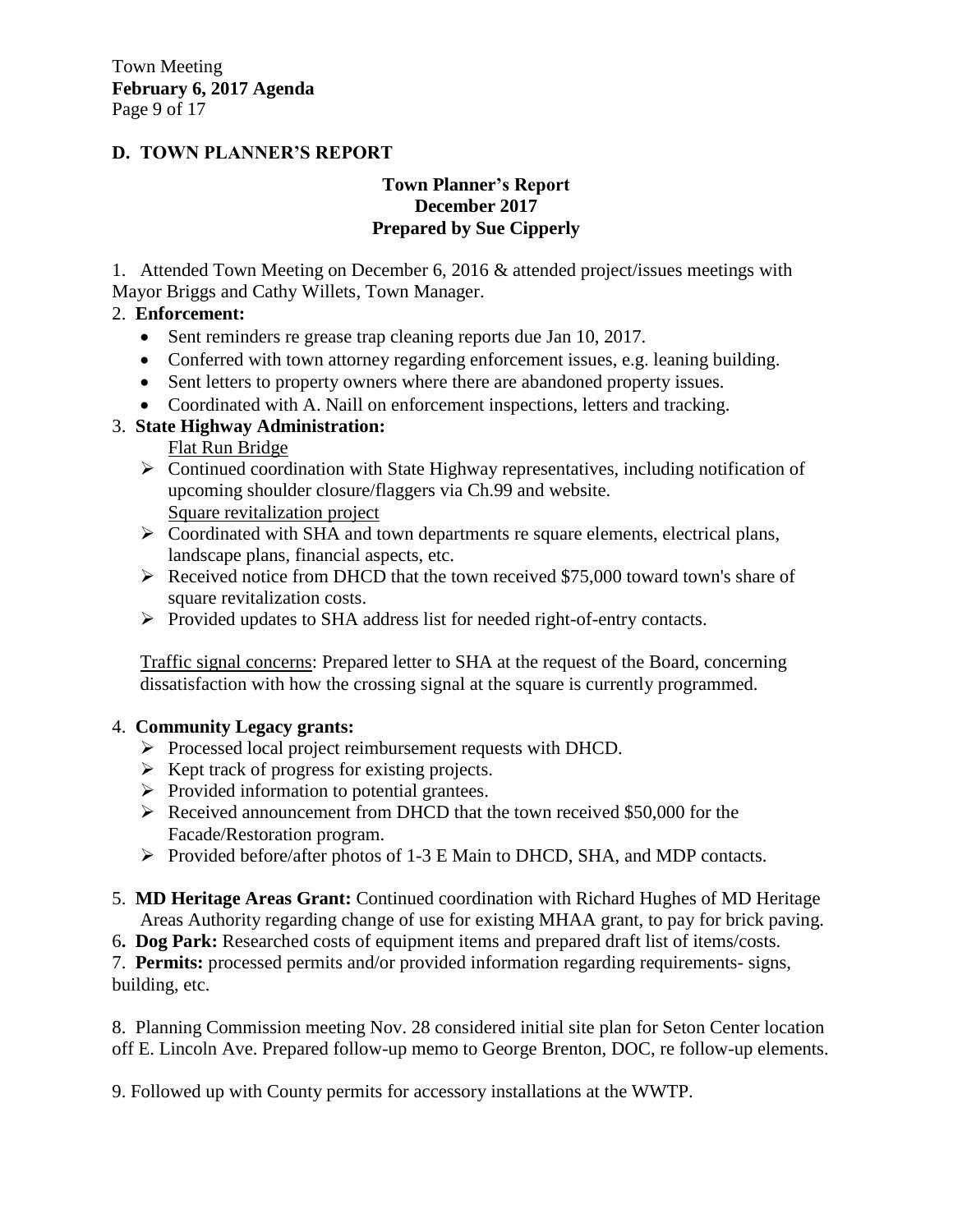## D. TOWN PLANNER'S REPORT

**Town Planner's Report**
**December 2017**
**Prepared by Sue Cipperly**

1. Attended Town Meeting on December 6, 2016 & attended project/issues meetings with Mayor Briggs and Cathy Willets, Town Manager.

2. **Enforcement:**
   - Sent reminders re grease trap cleaning reports due Jan 10, 2017.
   - Conferred with town attorney regarding enforcement issues, e.g. leaning building.
   - Sent letters to property owners where there are abandoned property issues.
   - Coordinated with A. Naill on enforcement inspections, letters and tracking.

3. **State Highway Administration:**

   Flat Run Bridge

   - Continued coordination with State Highway representatives, including notification of upcoming shoulder closure/flaggers via Ch.99 and website.

   Square revitalization project

   - Coordinated with SHA and town departments re square elements, electrical plans, landscape plans, financial aspects, etc.
   - Received notice from DHCD that the town received $75,000 toward town's share of square revitalization costs.
   - Provided updates to SHA address list for needed right-of-entry contacts.

   Traffic signal concerns: Prepared letter to SHA at the request of the Board, concerning dissatisfaction with how the crossing signal at the square is currently programmed.

4. **Community Legacy grants:**
   - Processed local project reimbursement requests with DHCD.
   - Kept track of progress for existing projects.
   - Provided information to potential grantees.
   - Received announcement from DHCD that the town received $50,000 for the Facade/Restoration program.
   - Provided before/after photos of 1-3 E Main to DHCD, SHA, and MDP contacts.

5. **MD Heritage Areas Grant:** Continued coordination with Richard Hughes of MD Heritage Areas Authority regarding change of use for existing MHAA grant, to pay for brick paving.

6. **Dog Park:** Researched costs of equipment items and prepared draft list of items/costs.

7. **Permits:** processed permits and/or provided information regarding requirements- signs, building, etc.

8. Planning Commission meeting Nov. 28 considered initial site plan for Seton Center location off E. Lincoln Ave. Prepared follow-up memo to George Brenton, DOC, re follow-up elements.

9. Followed up with County permits for accessory installations at the WWTP.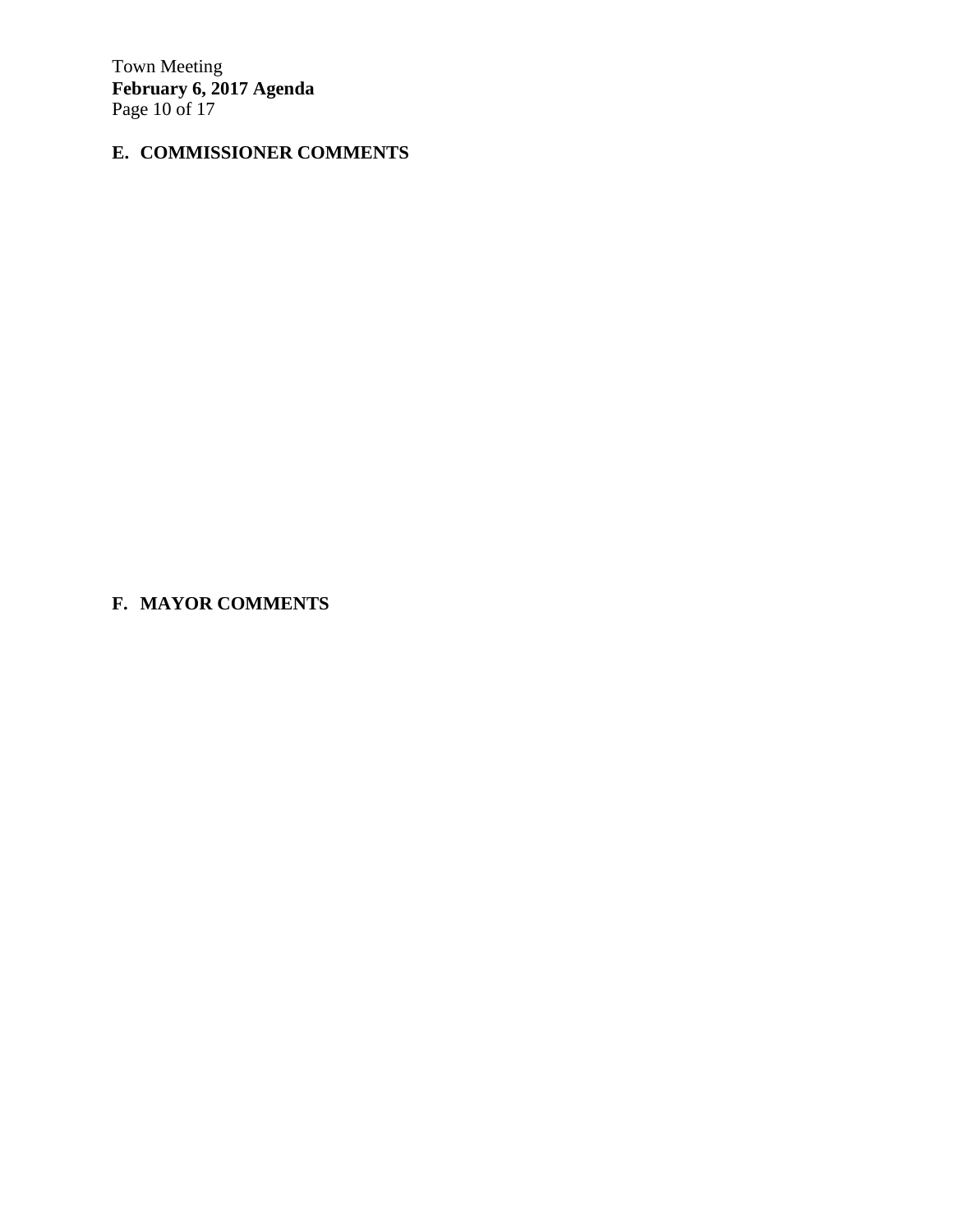## E. COMMISSIONER COMMENTS

## F. MAYOR COMMENTS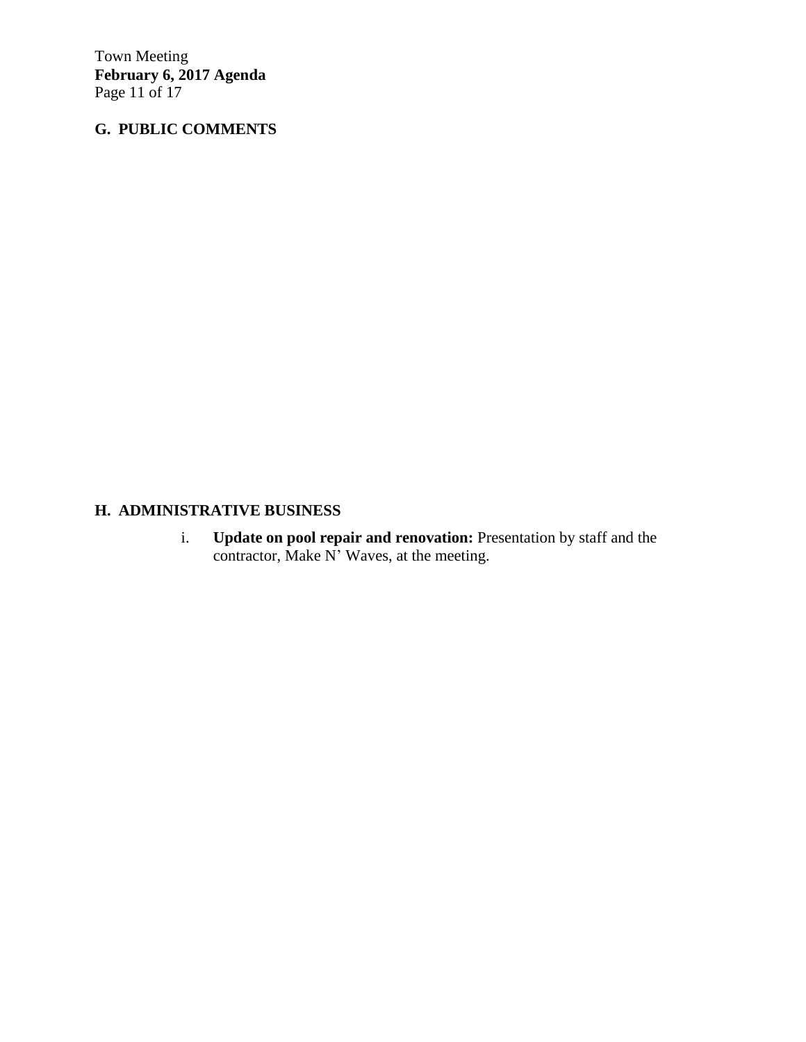## G. PUBLIC COMMENTS

## H. ADMINISTRATIVE BUSINESS

i. **Update on pool repair and renovation:** Presentation by staff and the contractor, Make N' Waves, at the meeting.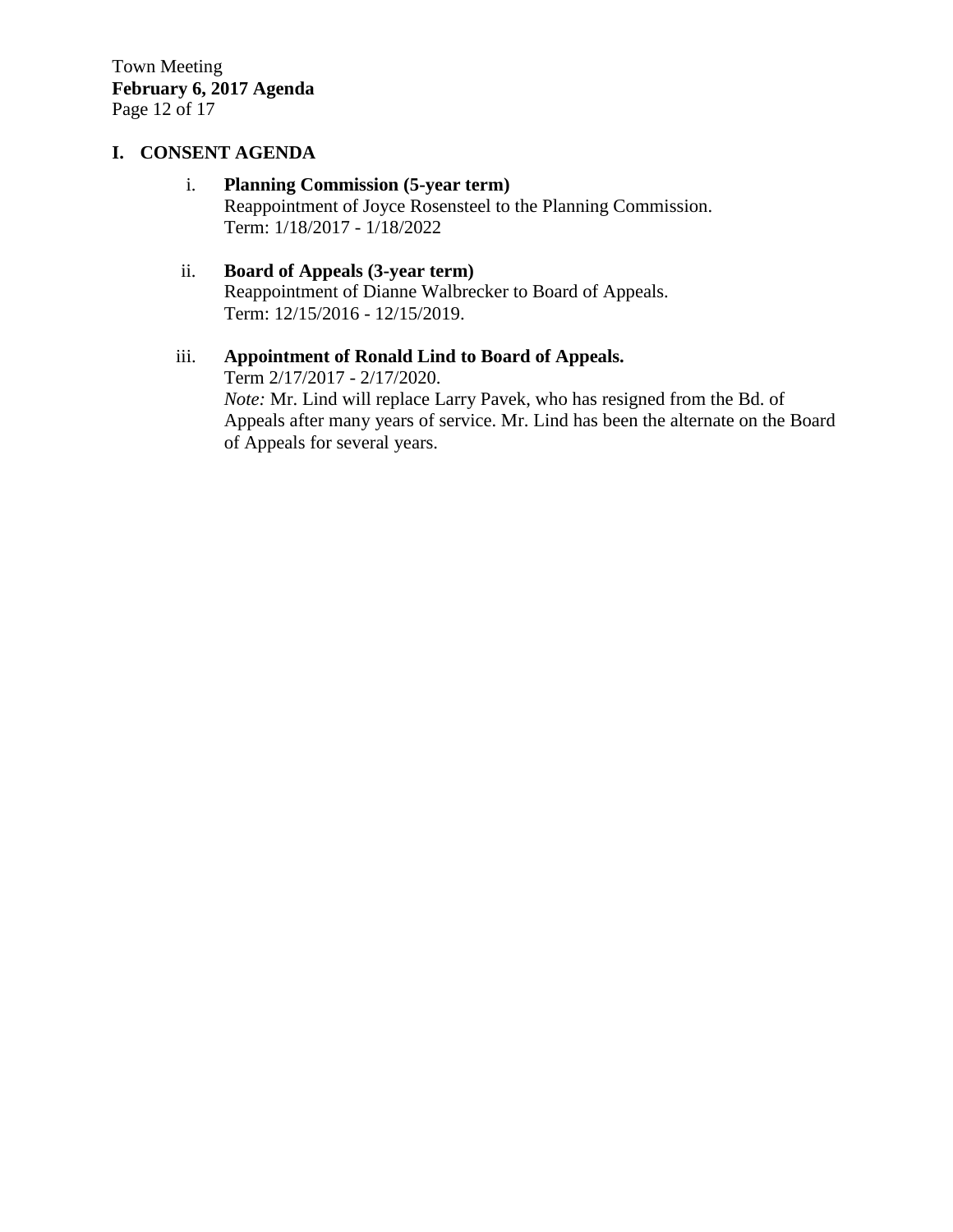## I. CONSENT AGENDA

i. **Planning Commission (5-year term)**
Reappointment of Joyce Rosensteel to the Planning Commission.
Term: 1/18/2017 - 1/18/2022

ii. **Board of Appeals (3-year term)**
Reappointment of Dianne Walbrecker to Board of Appeals.
Term: 12/15/2016 - 12/15/2019.

iii. **Appointment of Ronald Lind to Board of Appeals.**
Term 2/17/2017 - 2/17/2020.
*Note:* Mr. Lind will replace Larry Pavek, who has resigned from the Bd. of Appeals after many years of service. Mr. Lind has been the alternate on the Board of Appeals for several years.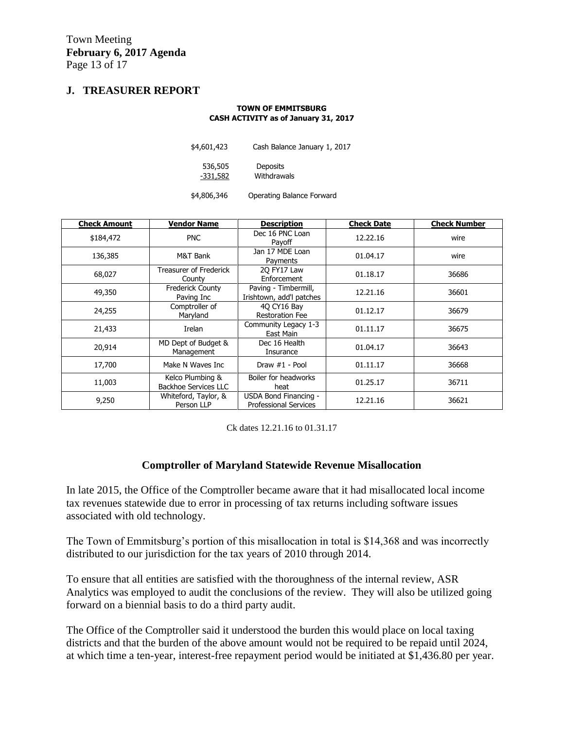## J. TREASURER REPORT

**TOWN OF EMMITSBURG**
**CASH ACTIVITY as of January 31, 2017**

| | |
|---|---|
| $4,601,423 | Cash Balance January 1, 2017 |
| 536,505 | Deposits |
| -331,582 | Withdrawals |
| $4,806,346 | Operating Balance Forward |

| Check Amount | Vendor Name | Description | Check Date | Check Number |
|---|---|---|---|---|
| $184,472 | PNC | Dec 16 PNC Loan Payoff | 12.22.16 | wire |
| 136,385 | M&T Bank | Jan 17 MDE Loan Payments | 01.04.17 | wire |
| 68,027 | Treasurer of Frederick County | 2Q FY17 Law Enforcement | 01.18.17 | 36686 |
| 49,350 | Frederick County Paving Inc | Paving - Timbermill, Irishtown, add'l patches | 12.21.16 | 36601 |
| 24,255 | Comptroller of Maryland | 4Q CY16 Bay Restoration Fee | 01.12.17 | 36679 |
| 21,433 | Irelan | Community Legacy 1-3 East Main | 01.11.17 | 36675 |
| 20,914 | MD Dept of Budget & Management | Dec 16 Health Insurance | 01.04.17 | 36643 |
| 17,700 | Make N Waves Inc | Draw #1 - Pool | 01.11.17 | 36668 |
| 11,003 | Kelco Plumbing & Backhoe Services LLC | Boiler for headworks heat | 01.25.17 | 36711 |
| 9,250 | Whiteford, Taylor, & Person LLP | USDA Bond Financing - Professional Services | 12.21.16 | 36621 |

Ck dates 12.21.16 to 01.31.17

### Comptroller of Maryland Statewide Revenue Misallocation

In late 2015, the Office of the Comptroller became aware that it had misallocated local income tax revenues statewide due to error in processing of tax returns including software issues associated with old technology.

The Town of Emmitsburg's portion of this misallocation in total is $14,368 and was incorrectly distributed to our jurisdiction for the tax years of 2010 through 2014.

To ensure that all entities are satisfied with the thoroughness of the internal review, ASR Analytics was employed to audit the conclusions of the review. They will also be utilized going forward on a biennial basis to do a third party audit.

The Office of the Comptroller said it understood the burden this would place on local taxing districts and that the burden of the above amount would not be required to be repaid until 2024, at which time a ten-year, interest-free repayment period would be initiated at $1,436.80 per year.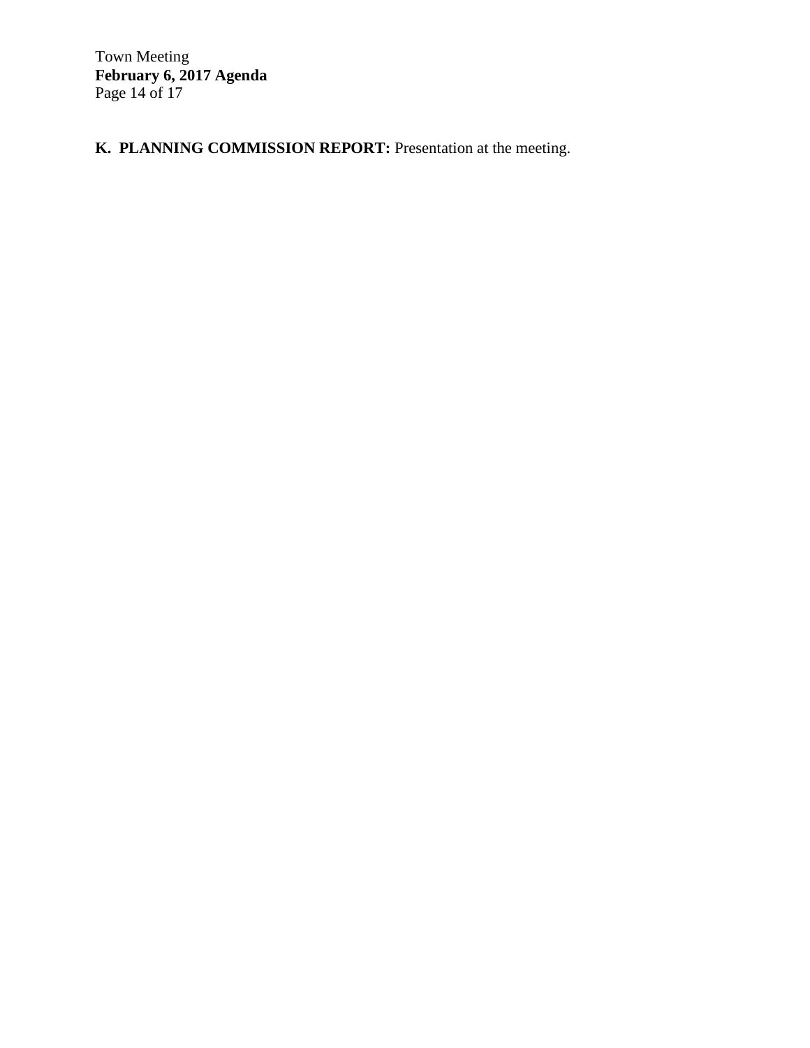**K. PLANNING COMMISSION REPORT:** Presentation at the meeting.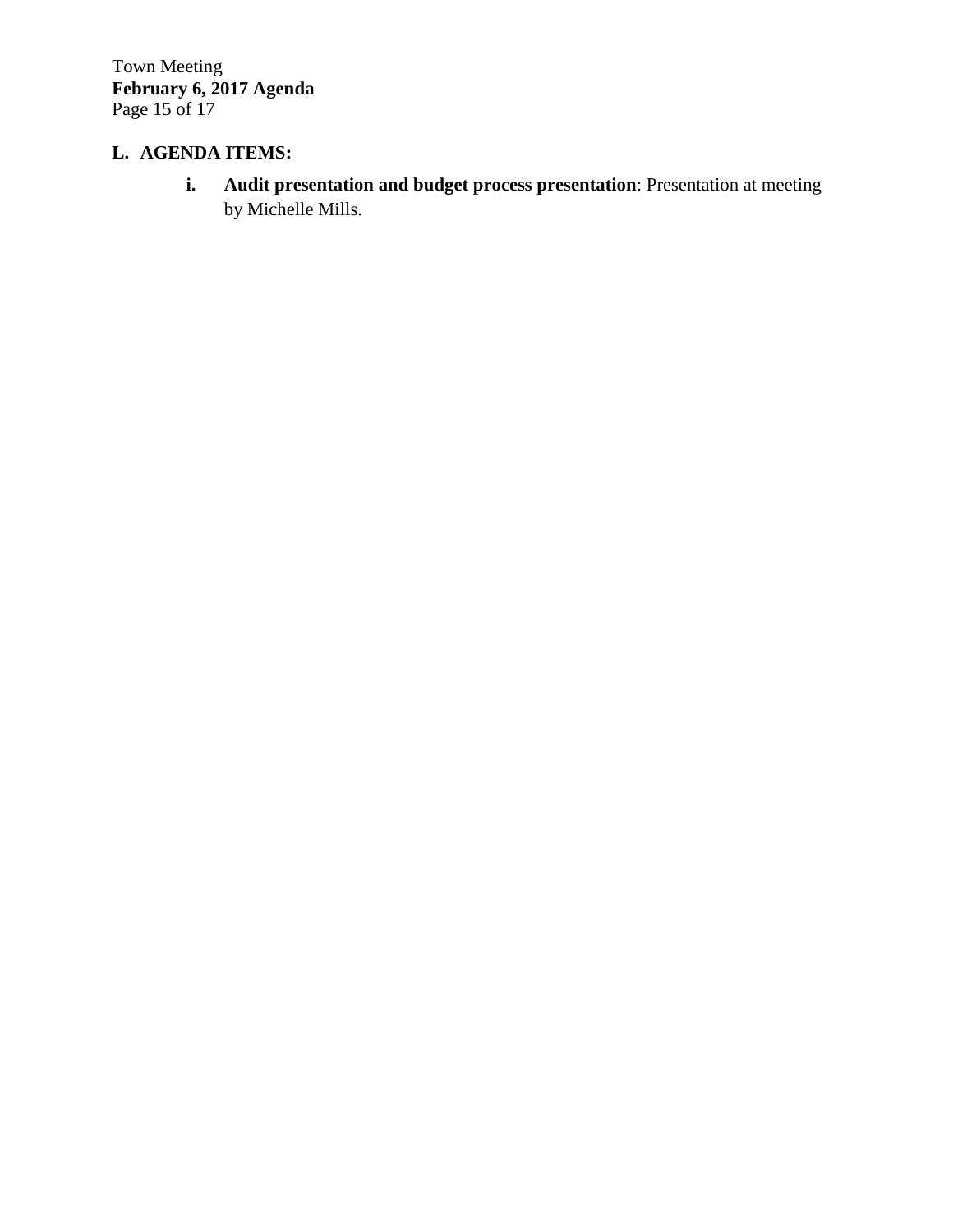## L. AGENDA ITEMS:

i. **Audit presentation and budget process presentation**: Presentation at meeting by Michelle Mills.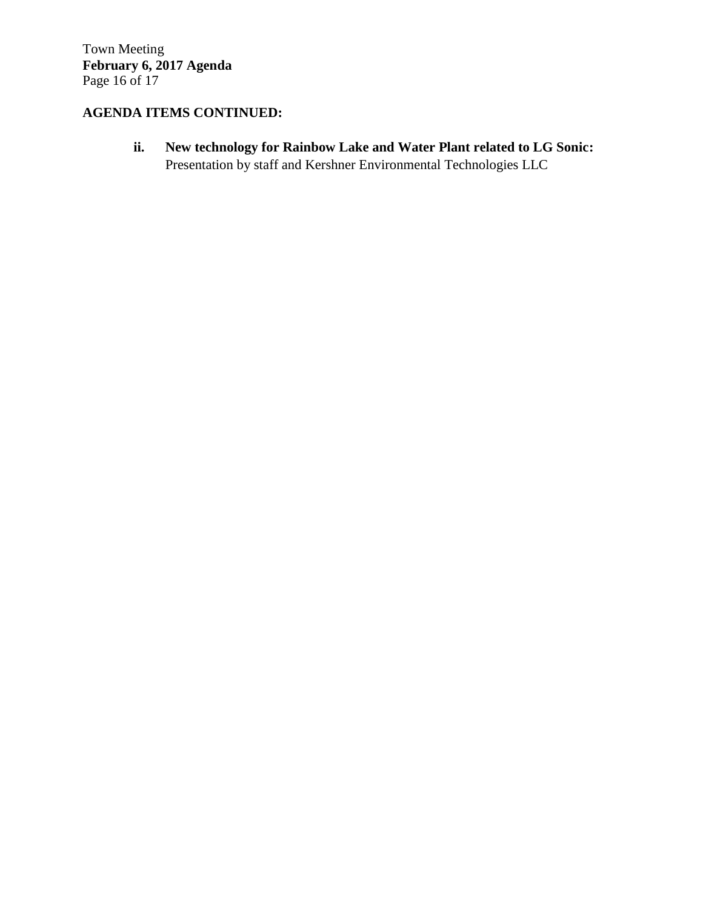**AGENDA ITEMS CONTINUED:**

**ii. New technology for Rainbow Lake and Water Plant related to LG Sonic:**
Presentation by staff and Kershner Environmental Technologies LLC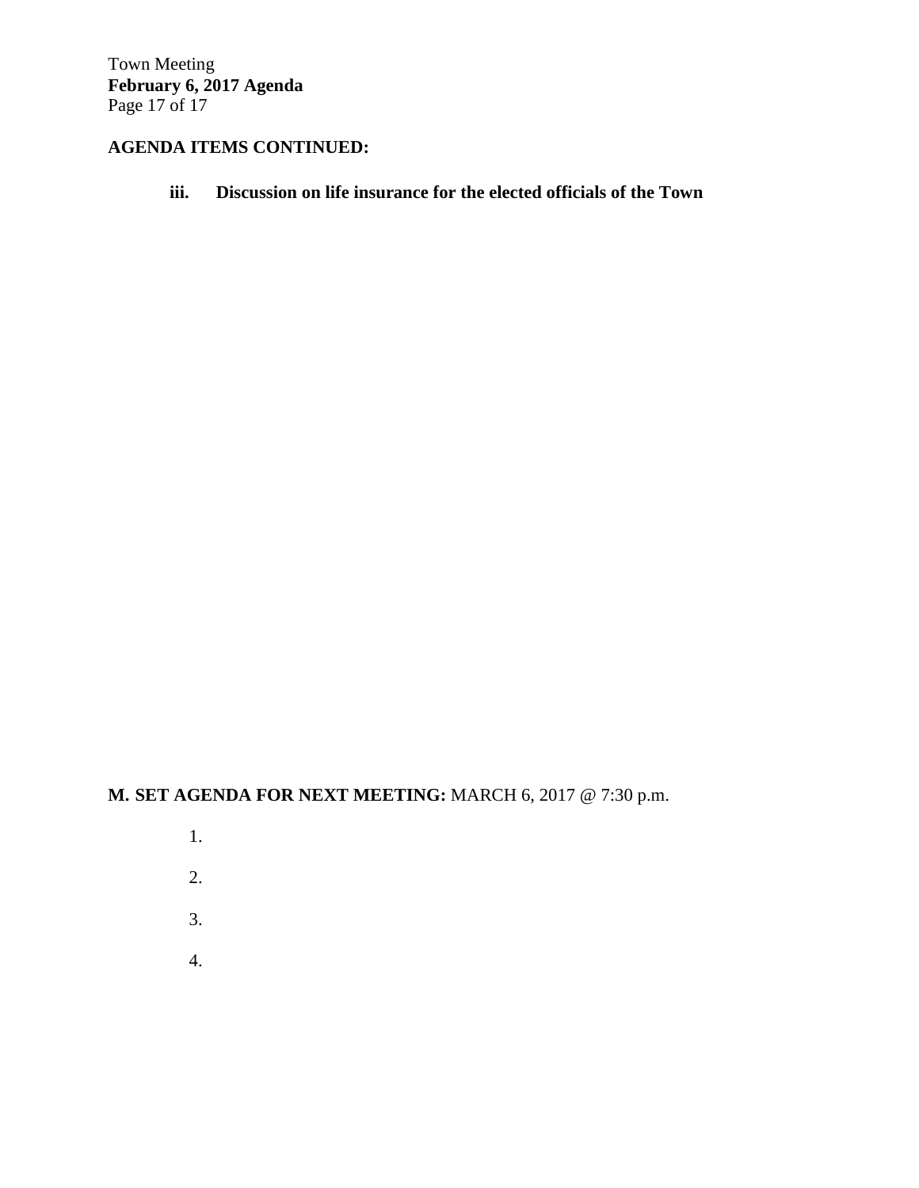**AGENDA ITEMS CONTINUED:**

**iii. Discussion on life insurance for the elected officials of the Town**

**M. SET AGENDA FOR NEXT MEETING:** MARCH 6, 2017 @ 7:30 p.m.

1.
2.
3.
4.